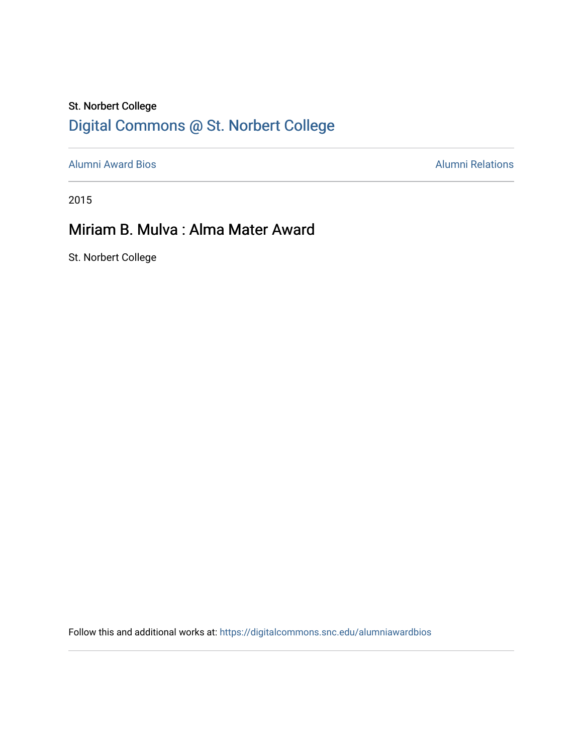St. Norbert College

## Digital Commons @ St. Norbert College

Alumni Award Bios

Alumni Relations

2015

# Miriam B. Mulva : Alma Mater Award

St. Norbert College

Follow this and additional works at: https://digitalcommons.snc.edu/alumniawardbios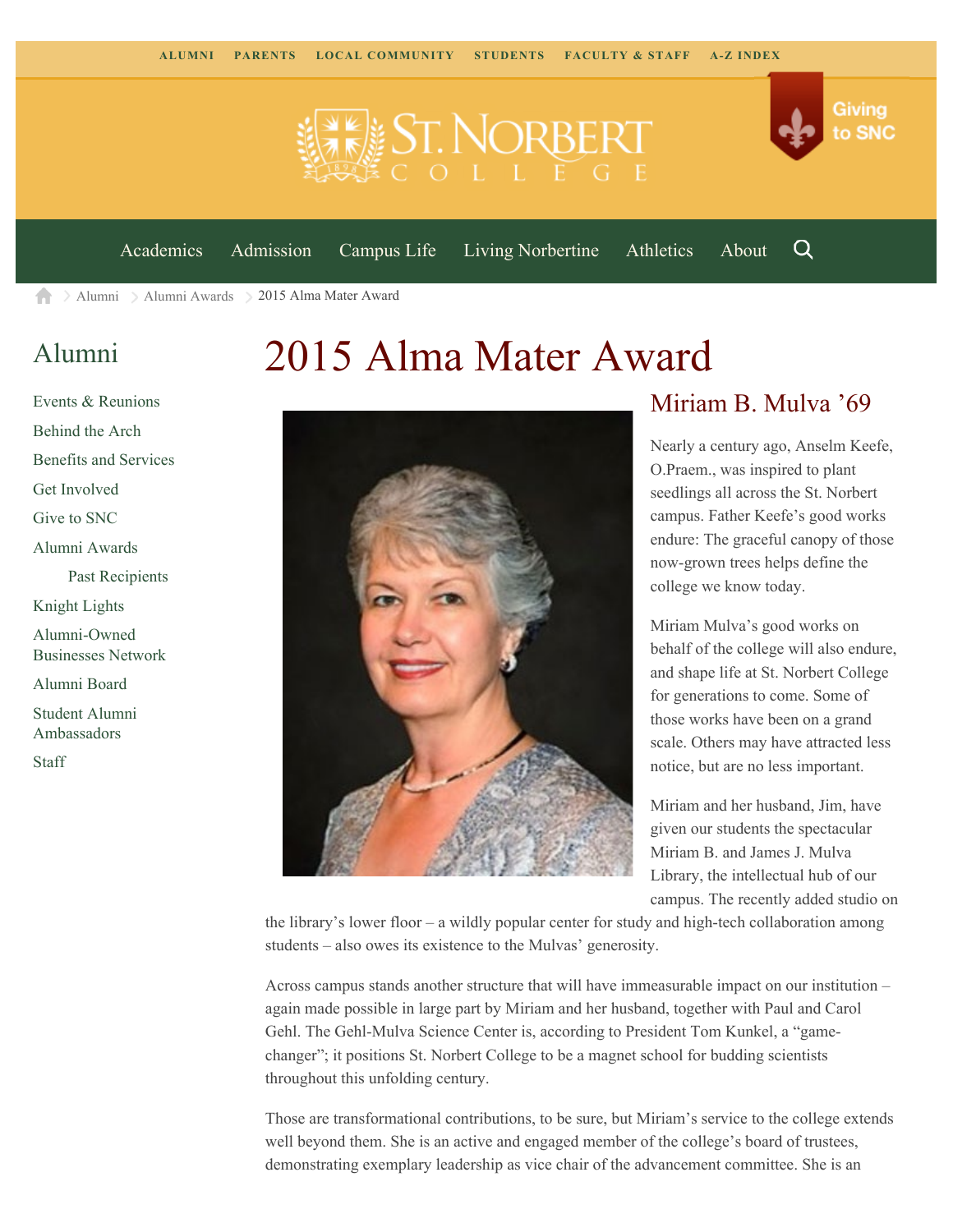ALUMNI PARENTS LOCAL COMMUNITY STUDENTS FACULTY & STAFF A-Z INDEX

Giving to SNC

Academics Admission Campus Life Living Norbertine Athletics About

Alumni > Alumni Awards > 2015 Alma Mater Award

## Alumni

- Events & Reunions
- Behind the Arch
- Benefits and Services
- Get Involved
- Give to SNC
- Alumni Awards
  - Past Recipients
- Knight Lights
- Alumni-Owned Businesses Network
- Alumni Board
- Student Alumni Ambassadors
- Staff

# 2015 Alma Mater Award

## Miriam B. Mulva '69

Nearly a century ago, Anselm Keefe, O.Praem., was inspired to plant seedlings all across the St. Norbert campus. Father Keefe's good works endure: The graceful canopy of those now-grown trees helps define the college we know today.

Miriam Mulva's good works on behalf of the college will also endure, and shape life at St. Norbert College for generations to come. Some of those works have been on a grand scale. Others may have attracted less notice, but are no less important.

Miriam and her husband, Jim, have given our students the spectacular Miriam B. and James J. Mulva Library, the intellectual hub of our campus. The recently added studio on the library's lower floor – a wildly popular center for study and high-tech collaboration among students – also owes its existence to the Mulvas' generosity.

Across campus stands another structure that will have immeasurable impact on our institution – again made possible in large part by Miriam and her husband, together with Paul and Carol Gehl. The Gehl-Mulva Science Center is, according to President Tom Kunkel, a "game-changer"; it positions St. Norbert College to be a magnet school for budding scientists throughout this unfolding century.

Those are transformational contributions, to be sure, but Miriam's service to the college extends well beyond them. She is an active and engaged member of the college's board of trustees, demonstrating exemplary leadership as vice chair of the advancement committee. She is an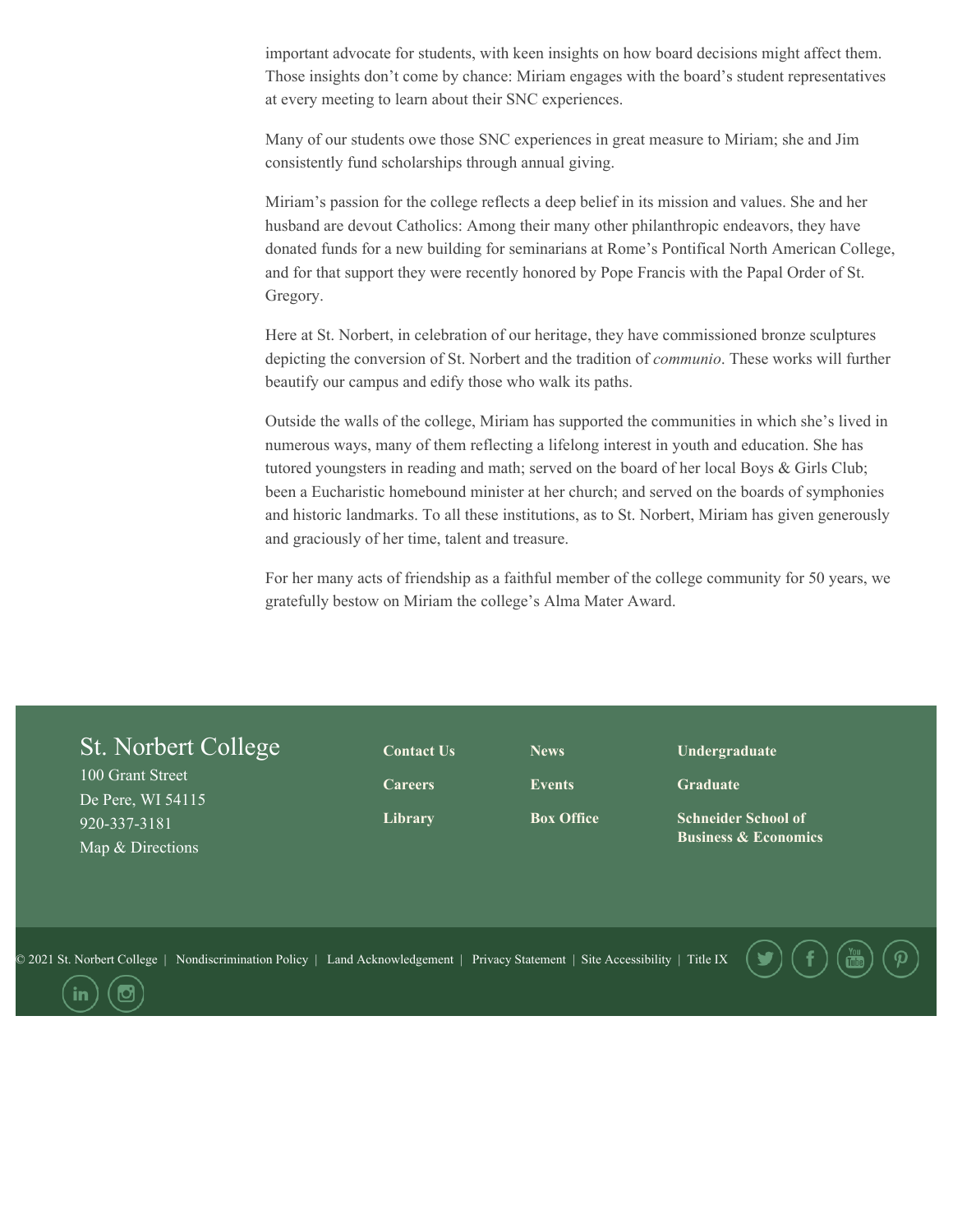important advocate for students, with keen insights on how board decisions might affect them. Those insights don't come by chance: Miriam engages with the board's student representatives at every meeting to learn about their SNC experiences.

Many of our students owe those SNC experiences in great measure to Miriam; she and Jim consistently fund scholarships through annual giving.

Miriam's passion for the college reflects a deep belief in its mission and values. She and her husband are devout Catholics: Among their many other philanthropic endeavors, they have donated funds for a new building for seminarians at Rome's Pontifical North American College, and for that support they were recently honored by Pope Francis with the Papal Order of St. Gregory.

Here at St. Norbert, in celebration of our heritage, they have commissioned bronze sculptures depicting the conversion of St. Norbert and the tradition of *communio*. These works will further beautify our campus and edify those who walk its paths.

Outside the walls of the college, Miriam has supported the communities in which she's lived in numerous ways, many of them reflecting a lifelong interest in youth and education. She has tutored youngsters in reading and math; served on the board of her local Boys & Girls Club; been a Eucharistic homebound minister at her church; and served on the boards of symphonies and historic landmarks. To all these institutions, as to St. Norbert, Miriam has given generously and graciously of her time, talent and treasure.

For her many acts of friendship as a faithful member of the college community for 50 years, we gratefully bestow on Miriam the college's Alma Mater Award.

St. Norbert College
100 Grant Street
De Pere, WI 54115
920-337-3181
Map & Directions

**Contact Us**
**Careers**
**Library**
**News**
**Events**
**Box Office**
**Undergraduate**
**Graduate**
**Schneider School of Business & Economics**

© 2021 St. Norbert College | Nondiscrimination Policy | Land Acknowledgement | Privacy Statement | Site Accessibility | Title IX